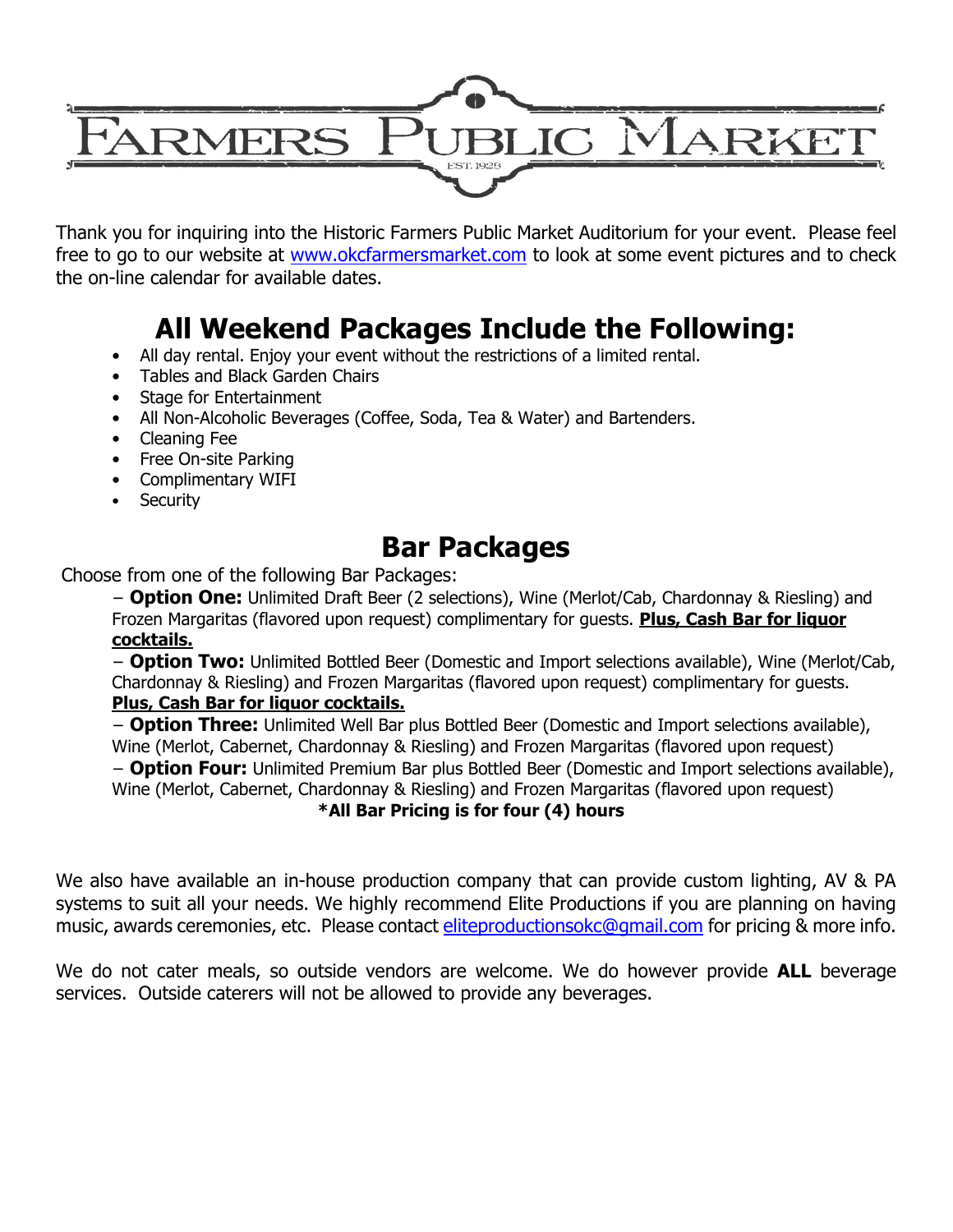# FARMERS PUBLIC MARKET

EST. 1928

Thank you for inquiring into the Historic Farmers Public Market Auditorium for your event. Please feel free to go to our website at www.okcfarmersmarket.com to look at some event pictures and to check the on-line calendar for available dates.

## All Weekend Packages Include the Following:

- All day rental. Enjoy your event without the restrictions of a limited rental.
- Tables and Black Garden Chairs
- Stage for Entertainment
- All Non-Alcoholic Beverages (Coffee, Soda, Tea & Water) and Bartenders.
- Cleaning Fee
- Free On-site Parking
- Complimentary WIFI
- Security

## Bar Packages

Choose from one of the following Bar Packages:

– **Option One:** Unlimited Draft Beer (2 selections), Wine (Merlot/Cab, Chardonnay & Riesling) and Frozen Margaritas (flavored upon request) complimentary for guests. **Plus, Cash Bar for liquor cocktails.**

– **Option Two:** Unlimited Bottled Beer (Domestic and Import selections available), Wine (Merlot/Cab, Chardonnay & Riesling) and Frozen Margaritas (flavored upon request) complimentary for guests. **Plus, Cash Bar for liquor cocktails.**

– **Option Three:** Unlimited Well Bar plus Bottled Beer (Domestic and Import selections available), Wine (Merlot, Cabernet, Chardonnay & Riesling) and Frozen Margaritas (flavored upon request)

– **Option Four:** Unlimited Premium Bar plus Bottled Beer (Domestic and Import selections available), Wine (Merlot, Cabernet, Chardonnay & Riesling) and Frozen Margaritas (flavored upon request)

**\*All Bar Pricing is for four (4) hours**

We also have available an in-house production company that can provide custom lighting, AV & PA systems to suit all your needs. We highly recommend Elite Productions if you are planning on having music, awards ceremonies, etc. Please contact eliteproductionsokc@gmail.com for pricing & more info.

We do not cater meals, so outside vendors are welcome. We do however provide **ALL** beverage services. Outside caterers will not be allowed to provide any beverages.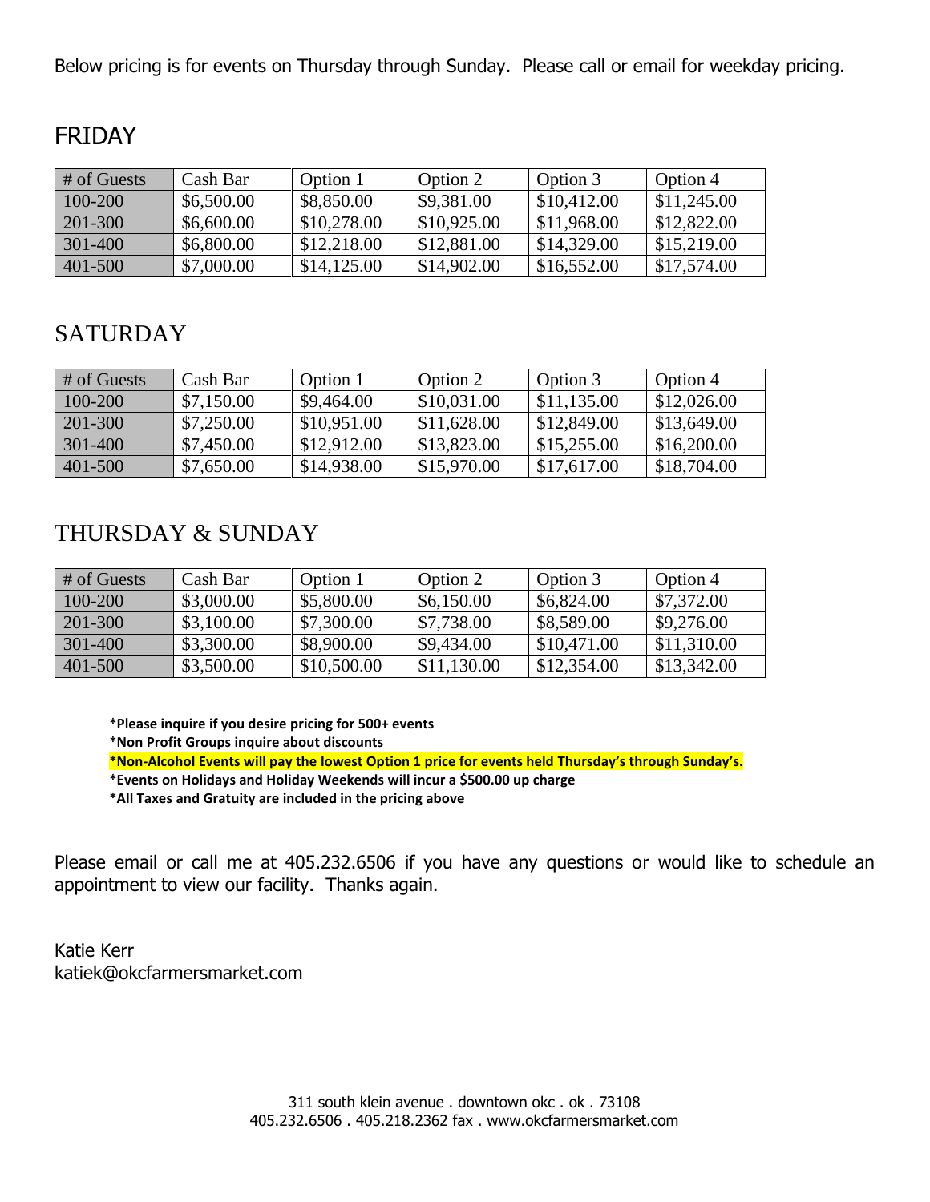Below pricing is for events on Thursday through Sunday. Please call or email for weekday pricing.

## FRIDAY

| # of Guests | Cash Bar | Option 1 | Option 2 | Option 3 | Option 4 |
|---|---|---|---|---|---|
| 100-200 | $6,500.00 | $8,850.00 | $9,381.00 | $10,412.00 | $11,245.00 |
| 201-300 | $6,600.00 | $10,278.00 | $10,925.00 | $11,968.00 | $12,822.00 |
| 301-400 | $6,800.00 | $12,218.00 | $12,881.00 | $14,329.00 | $15,219.00 |
| 401-500 | $7,000.00 | $14,125.00 | $14,902.00 | $16,552.00 | $17,574.00 |

## SATURDAY

| # of Guests | Cash Bar | Option 1 | Option 2 | Option 3 | Option 4 |
|---|---|---|---|---|---|
| 100-200 | $7,150.00 | $9,464.00 | $10,031.00 | $11,135.00 | $12,026.00 |
| 201-300 | $7,250.00 | $10,951.00 | $11,628.00 | $12,849.00 | $13,649.00 |
| 301-400 | $7,450.00 | $12,912.00 | $13,823.00 | $15,255.00 | $16,200.00 |
| 401-500 | $7,650.00 | $14,938.00 | $15,970.00 | $17,617.00 | $18,704.00 |

## THURSDAY & SUNDAY

| # of Guests | Cash Bar | Option 1 | Option 2 | Option 3 | Option 4 |
|---|---|---|---|---|---|
| 100-200 | $3,000.00 | $5,800.00 | $6,150.00 | $6,824.00 | $7,372.00 |
| 201-300 | $3,100.00 | $7,300.00 | $7,738.00 | $8,589.00 | $9,276.00 |
| 301-400 | $3,300.00 | $8,900.00 | $9,434.00 | $10,471.00 | $11,310.00 |
| 401-500 | $3,500.00 | $10,500.00 | $11,130.00 | $12,354.00 | $13,342.00 |

**\*Please inquire if you desire pricing for 500+ events**
**\*Non Profit Groups inquire about discounts**
**\*Non-Alcohol Events will pay the lowest Option 1 price for events held Thursday's through Sunday's.**
**\*Events on Holidays and Holiday Weekends will incur a $500.00 up charge**
**\*All Taxes and Gratuity are included in the pricing above**

Please email or call me at 405.232.6506 if you have any questions or would like to schedule an appointment to view our facility. Thanks again.

Katie Kerr
katiek@okcfarmersmarket.com

311 south klein avenue . downtown okc . ok . 73108
405.232.6506 . 405.218.2362 fax . www.okcfarmersmarket.com